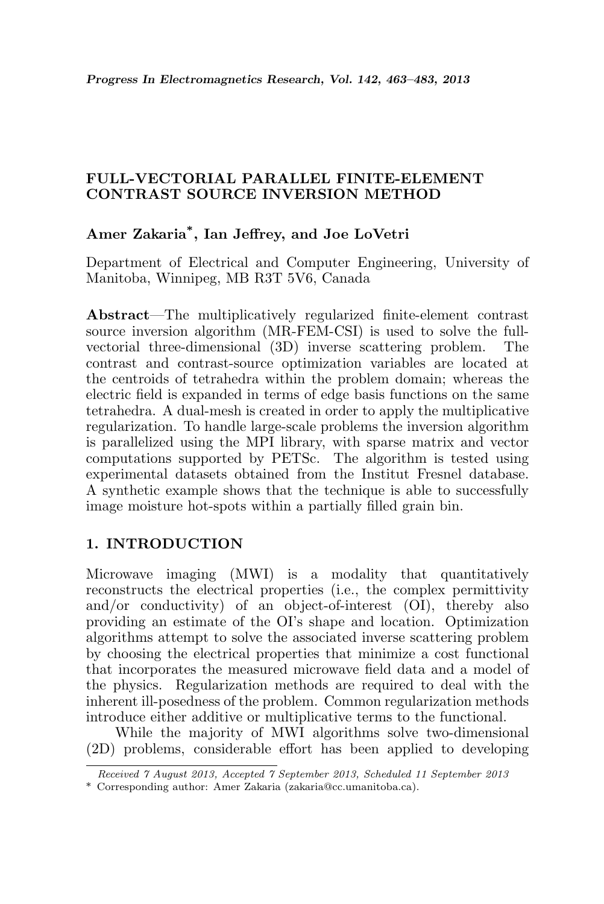# FULL-VECTORIAL PARALLEL FINITE-ELEMENT CONTRAST SOURCE INVERSION METHOD

**Amer Zakaria*, Ian Jeffrey, and Joe LoVetri**

Department of Electrical and Computer Engineering, University of Manitoba, Winnipeg, MB R3T 5V6, Canada

**Abstract**—The multiplicatively regularized finite-element contrast source inversion algorithm (MR-FEM-CSI) is used to solve the full-vectorial three-dimensional (3D) inverse scattering problem. The contrast and contrast-source optimization variables are located at the centroids of tetrahedra within the problem domain; whereas the electric field is expanded in terms of edge basis functions on the same tetrahedra. A dual-mesh is created in order to apply the multiplicative regularization. To handle large-scale problems the inversion algorithm is parallelized using the MPI library, with sparse matrix and vector computations supported by PETSc. The algorithm is tested using experimental datasets obtained from the Institut Fresnel database. A synthetic example shows that the technique is able to successfully image moisture hot-spots within a partially filled grain bin.

## 1. INTRODUCTION

Microwave imaging (MWI) is a modality that quantitatively reconstructs the electrical properties (i.e., the complex permittivity and/or conductivity) of an object-of-interest (OI), thereby also providing an estimate of the OI's shape and location. Optimization algorithms attempt to solve the associated inverse scattering problem by choosing the electrical properties that minimize a cost functional that incorporates the measured microwave field data and a model of the physics. Regularization methods are required to deal with the inherent ill-posedness of the problem. Common regularization methods introduce either additive or multiplicative terms to the functional.

While the majority of MWI algorithms solve two-dimensional (2D) problems, considerable effort has been applied to developing

*Received 7 August 2013, Accepted 7 September 2013, Scheduled 11 September 2013*

\* Corresponding author: Amer Zakaria (zakaria@cc.umanitoba.ca).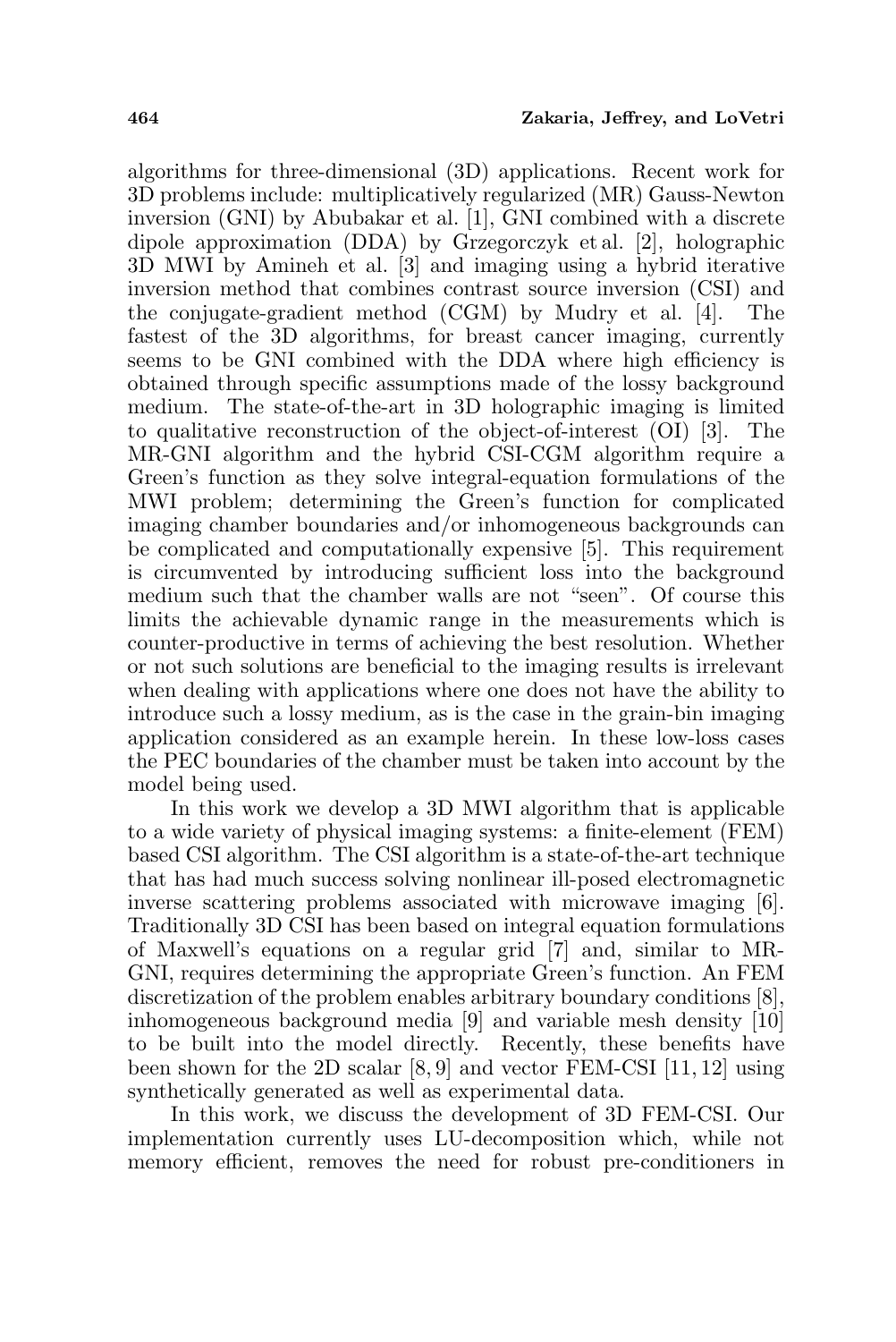algorithms for three-dimensional (3D) applications. Recent work for 3D problems include: multiplicatively regularized (MR) Gauss-Newton inversion (GNI) by Abubakar et al. [1], GNI combined with a discrete dipole approximation (DDA) by Grzegorczyk et al. [2], holographic 3D MWI by Amineh et al. [3] and imaging using a hybrid iterative inversion method that combines contrast source inversion (CSI) and the conjugate-gradient method (CGM) by Mudry et al. [4]. The fastest of the 3D algorithms, for breast cancer imaging, currently seems to be GNI combined with the DDA where high efficiency is obtained through specific assumptions made of the lossy background medium. The state-of-the-art in 3D holographic imaging is limited to qualitative reconstruction of the object-of-interest (OI) [3]. The MR-GNI algorithm and the hybrid CSI-CGM algorithm require a Green's function as they solve integral-equation formulations of the MWI problem; determining the Green's function for complicated imaging chamber boundaries and/or inhomogeneous backgrounds can be complicated and computationally expensive [5]. This requirement is circumvented by introducing sufficient loss into the background medium such that the chamber walls are not "seen". Of course this limits the achievable dynamic range in the measurements which is counter-productive in terms of achieving the best resolution. Whether or not such solutions are beneficial to the imaging results is irrelevant when dealing with applications where one does not have the ability to introduce such a lossy medium, as is the case in the grain-bin imaging application considered as an example herein. In these low-loss cases the PEC boundaries of the chamber must be taken into account by the model being used.

In this work we develop a 3D MWI algorithm that is applicable to a wide variety of physical imaging systems: a finite-element (FEM) based CSI algorithm. The CSI algorithm is a state-of-the-art technique that has had much success solving nonlinear ill-posed electromagnetic inverse scattering problems associated with microwave imaging [6]. Traditionally 3D CSI has been based on integral equation formulations of Maxwell's equations on a regular grid [7] and, similar to MR-GNI, requires determining the appropriate Green's function. An FEM discretization of the problem enables arbitrary boundary conditions [8], inhomogeneous background media [9] and variable mesh density [10] to be built into the model directly. Recently, these benefits have been shown for the 2D scalar [8, 9] and vector FEM-CSI [11, 12] using synthetically generated as well as experimental data.

In this work, we discuss the development of 3D FEM-CSI. Our implementation currently uses LU-decomposition which, while not memory efficient, removes the need for robust pre-conditioners in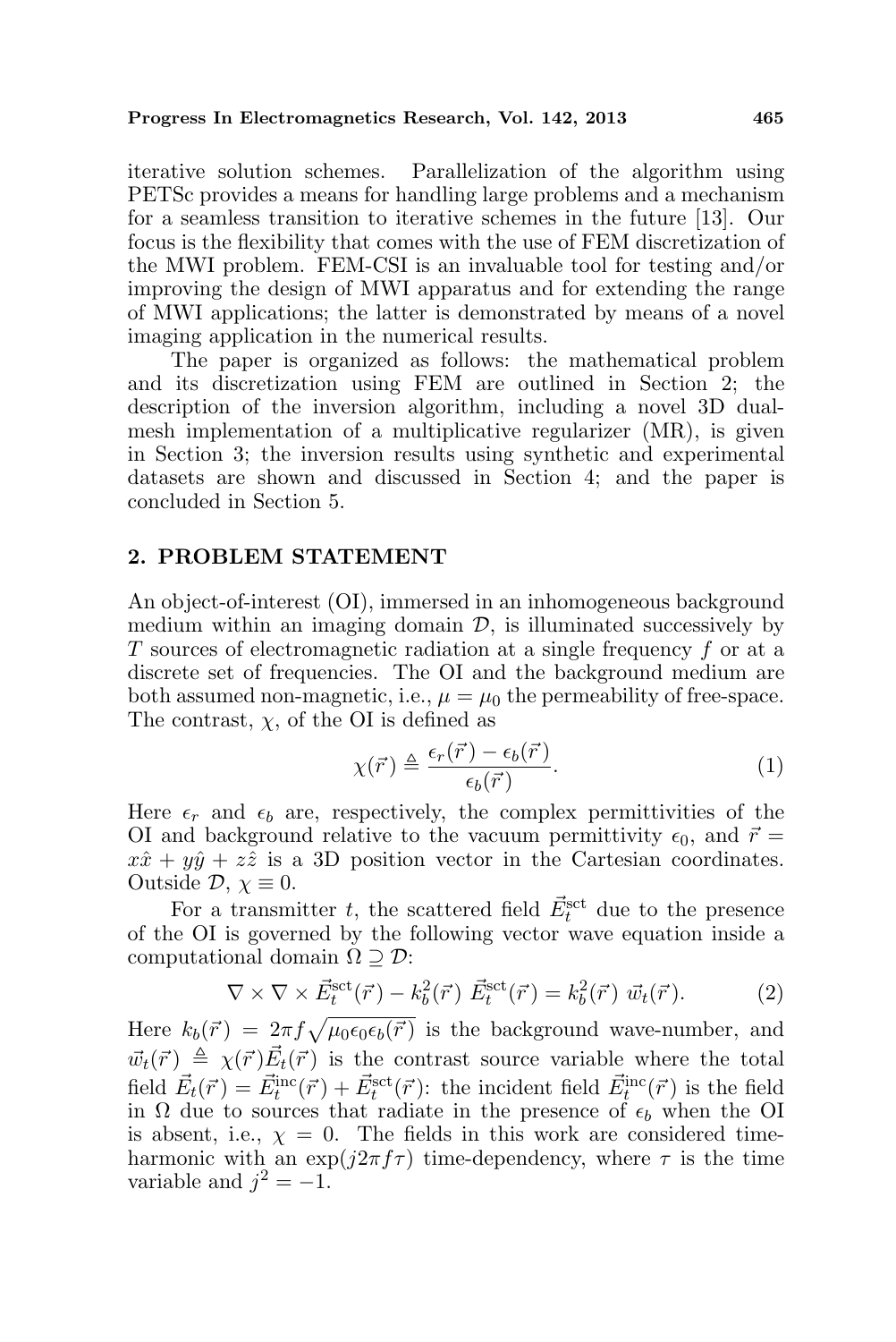iterative solution schemes. Parallelization of the algorithm using PETSc provides a means for handling large problems and a mechanism for a seamless transition to iterative schemes in the future [13]. Our focus is the flexibility that comes with the use of FEM discretization of the MWI problem. FEM-CSI is an invaluable tool for testing and/or improving the design of MWI apparatus and for extending the range of MWI applications; the latter is demonstrated by means of a novel imaging application in the numerical results.

The paper is organized as follows: the mathematical problem and its discretization using FEM are outlined in Section 2; the description of the inversion algorithm, including a novel 3D dual-mesh implementation of a multiplicative regularizer (MR), is given in Section 3; the inversion results using synthetic and experimental datasets are shown and discussed in Section 4; and the paper is concluded in Section 5.

## 2. PROBLEM STATEMENT

An object-of-interest (OI), immersed in an inhomogeneous background medium within an imaging domain $\mathcal{D}$, is illuminated successively by $T$ sources of electromagnetic radiation at a single frequency $f$ or at a discrete set of frequencies. The OI and the background medium are both assumed non-magnetic, i.e., $\mu = \mu_0$ the permeability of free-space. The contrast, $\chi$, of the OI is defined as

$$\chi(\vec{r}) \triangleq \frac{\epsilon_r(\vec{r}) - \epsilon_b(\vec{r})}{\epsilon_b(\vec{r})}. \tag{1}$$

Here $\epsilon_r$ and $\epsilon_b$ are, respectively, the complex permittivities of the OI and background relative to the vacuum permittivity $\epsilon_0$, and $\vec{r} = x\hat{x} + y\hat{y} + z\hat{z}$ is a 3D position vector in the Cartesian coordinates. Outside $\mathcal{D}$, $\chi \equiv 0$.

For a transmitter $t$, the scattered field $\vec{E}_t^{\text{sct}}$ due to the presence of the OI is governed by the following vector wave equation inside a computational domain $\Omega \supseteq \mathcal{D}$:

$$\nabla \times \nabla \times \vec{E}_t^{\text{sct}}(\vec{r}) - k_b^2(\vec{r})\ \vec{E}_t^{\text{sct}}(\vec{r}) = k_b^2(\vec{r})\ \vec{w}_t(\vec{r}). \tag{2}$$

Here $k_b(\vec{r}) = 2\pi f \sqrt{\mu_0 \epsilon_0 \epsilon_b(\vec{r})}$ is the background wave-number, and $\vec{w}_t(\vec{r}) \triangleq \chi(\vec{r})\vec{E}_t(\vec{r})$ is the contrast source variable where the total field $\vec{E}_t(\vec{r}) = \vec{E}_t^{\text{inc}}(\vec{r}) + \vec{E}_t^{\text{sct}}(\vec{r})$: the incident field $\vec{E}_t^{\text{inc}}(\vec{r})$ is the field in $\Omega$ due to sources that radiate in the presence of $\epsilon_b$ when the OI is absent, i.e., $\chi = 0$. The fields in this work are considered time-harmonic with an $\exp(j2\pi f\tau)$ time-dependency, where $\tau$ is the time variable and $j^2 = -1$.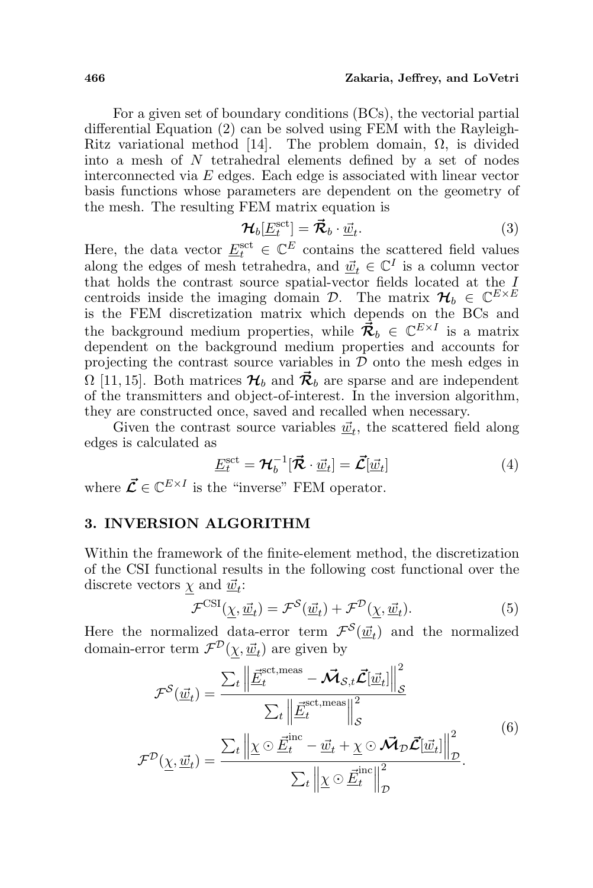For a given set of boundary conditions (BCs), the vectorial partial differential Equation (2) can be solved using FEM with the Rayleigh-Ritz variational method [14]. The problem domain, $\Omega$, is divided into a mesh of $N$ tetrahedral elements defined by a set of nodes interconnected via $E$ edges. Each edge is associated with linear vector basis functions whose parameters are dependent on the geometry of the mesh. The resulting FEM matrix equation is

$$\boldsymbol{\mathcal{H}}_b[\underline{E}_t^{\text{sct}}] = \vec{\boldsymbol{\mathcal{R}}}_b \cdot \underline{\vec{w}}_t. \tag{3}$$

Here, the data vector $\underline{E}_t^{\text{sct}} \in \mathbb{C}^E$ contains the scattered field values along the edges of mesh tetrahedra, and $\underline{\vec{w}}_t \in \mathbb{C}^I$ is a column vector that holds the contrast source spatial-vector fields located at the $I$ centroids inside the imaging domain $\mathcal{D}$. The matrix $\boldsymbol{\mathcal{H}}_b \in \mathbb{C}^{E\times E}$ is the FEM discretization matrix which depends on the BCs and the background medium properties, while $\vec{\boldsymbol{\mathcal{R}}}_b \in \mathbb{C}^{E\times I}$ is a matrix dependent on the background medium properties and accounts for projecting the contrast source variables in $\mathcal{D}$ onto the mesh edges in $\Omega$ [11, 15]. Both matrices $\boldsymbol{\mathcal{H}}_b$ and $\vec{\boldsymbol{\mathcal{R}}}_b$ are sparse and are independent of the transmitters and object-of-interest. In the inversion algorithm, they are constructed once, saved and recalled when necessary.

Given the contrast source variables $\underline{\vec{w}}_t$, the scattered field along edges is calculated as

$$\underline{E}_t^{\text{sct}} = \boldsymbol{\mathcal{H}}_b^{-1}[\vec{\boldsymbol{\mathcal{R}}} \cdot \underline{\vec{w}}_t] = \vec{\boldsymbol{\mathcal{L}}}[\underline{\vec{w}}_t] \tag{4}$$

where $\vec{\boldsymbol{\mathcal{L}}} \in \mathbb{C}^{E\times I}$ is the "inverse" FEM operator.

## 3. INVERSION ALGORITHM

Within the framework of the finite-element method, the discretization of the CSI functional results in the following cost functional over the discrete vectors $\underline{\chi}$ and $\underline{\vec{w}}_t$:

$$\mathcal{F}^{\text{CSI}}(\underline{\chi}, \underline{\vec{w}}_t) = \mathcal{F}^{\mathcal{S}}(\underline{\vec{w}}_t) + \mathcal{F}^{\mathcal{D}}(\underline{\chi}, \underline{\vec{w}}_t). \tag{5}$$

Here the normalized data-error term $\mathcal{F}^{\mathcal{S}}(\underline{\vec{w}}_t)$ and the normalized domain-error term $\mathcal{F}^{\mathcal{D}}(\underline{\chi}, \underline{\vec{w}}_t)$ are given by

$$\begin{aligned}
\mathcal{F}^{\mathcal{S}}(\underline{\vec{w}}_t) &= \frac{\sum_t \left\| \underline{\vec{E}}_t^{\text{sct,meas}} - \vec{\boldsymbol{\mathcal{M}}}_{\mathcal{S},t} \vec{\boldsymbol{\mathcal{L}}}[\underline{\vec{w}}_t] \right\|_{\mathcal{S}}^2}{\sum_t \left\| \underline{\vec{E}}_t^{\text{sct,meas}} \right\|_{\mathcal{S}}^2} \\
\mathcal{F}^{\mathcal{D}}(\underline{\chi}, \underline{\vec{w}}_t) &= \frac{\sum_t \left\| \underline{\chi} \odot \underline{\vec{E}}_t^{\text{inc}} - \underline{\vec{w}}_t + \underline{\chi} \odot \vec{\boldsymbol{\mathcal{M}}}_{\mathcal{D}} \vec{\boldsymbol{\mathcal{L}}}[\underline{\vec{w}}_t] \right\|_{\mathcal{D}}^2}{\sum_t \left\| \underline{\chi} \odot \underline{\vec{E}}_t^{\text{inc}} \right\|_{\mathcal{D}}^2}.
\end{aligned} \tag{6}$$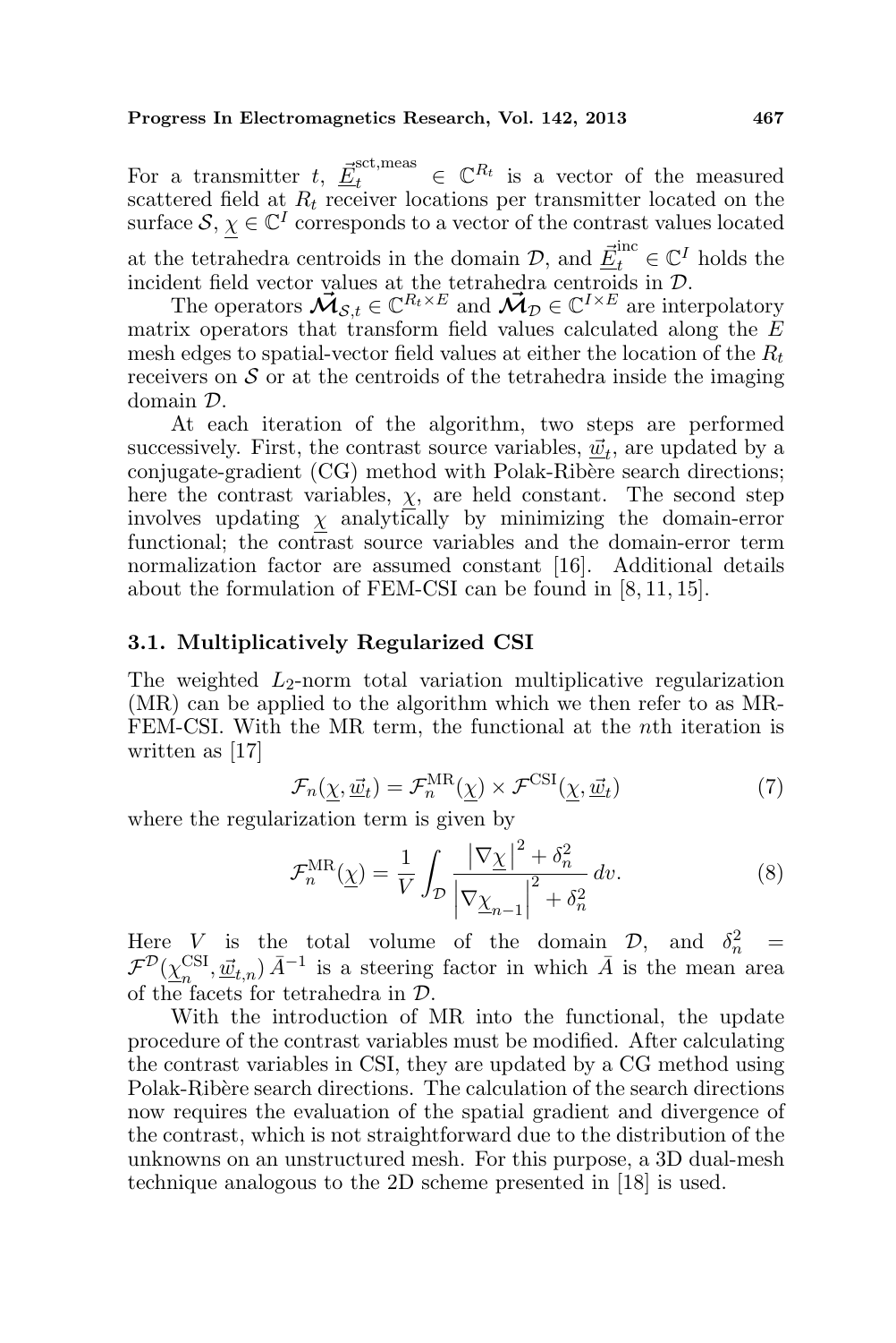For a transmitter $t$, $\underline{\vec{E}}_t^{\mathrm{sct,meas}} \in \mathbb{C}^{R_t}$ is a vector of the measured scattered field at $R_t$ receiver locations per transmitter located on the surface $\mathcal{S}$, $\underline{\chi} \in \mathbb{C}^I$ corresponds to a vector of the contrast values located at the tetrahedra centroids in the domain $\mathcal{D}$, and $\underline{\vec{E}}_t^{\mathrm{inc}} \in \mathbb{C}^I$ holds the incident field vector values at the tetrahedra centroids in $\mathcal{D}$.

The operators $\vec{\mathcal{M}}_{\mathcal{S},t} \in \mathbb{C}^{R_t \times E}$ and $\vec{\mathcal{M}}_{\mathcal{D}} \in \mathbb{C}^{I \times E}$ are interpolatory matrix operators that transform field values calculated along the $E$ mesh edges to spatial-vector field values at either the location of the $R_t$ receivers on $\mathcal{S}$ or at the centroids of the tetrahedra inside the imaging domain $\mathcal{D}$.

At each iteration of the algorithm, two steps are performed successively. First, the contrast source variables, $\underline{\vec{w}}_t$, are updated by a conjugate-gradient (CG) method with Polak-Ribère search directions; here the contrast variables, $\underline{\chi}$, are held constant. The second step involves updating $\underline{\chi}$ analytically by minimizing the domain-error functional; the contrast source variables and the domain-error term normalization factor are assumed constant [16]. Additional details about the formulation of FEM-CSI can be found in [8, 11, 15].

### 3.1. Multiplicatively Regularized CSI

The weighted $L_2$-norm total variation multiplicative regularization (MR) can be applied to the algorithm which we then refer to as MR-FEM-CSI. With the MR term, the functional at the $n$th iteration is written as [17]

$$\mathcal{F}_n(\underline{\chi}, \underline{\vec{w}}_t) = \mathcal{F}_n^{\mathrm{MR}}(\underline{\chi}) \times \mathcal{F}^{\mathrm{CSI}}(\underline{\chi}, \underline{\vec{w}}_t) \tag{7}$$

where the regularization term is given by

$$\mathcal{F}_n^{\mathrm{MR}}(\underline{\chi}) = \frac{1}{V} \int_{\mathcal{D}} \frac{\left|\nabla \underline{\chi}\right|^2 + \delta_n^2}{\left|\nabla \underline{\chi}_{n-1}\right|^2 + \delta_n^2} \, dv. \tag{8}$$

Here $V$ is the total volume of the domain $\mathcal{D}$, and $\delta_n^2 = \mathcal{F}^{\mathcal{D}}(\underline{\chi}_n^{\mathrm{CSI}}, \underline{\vec{w}}_{t,n}) \, \bar{A}^{-1}$ is a steering factor in which $\bar{A}$ is the mean area of the facets for tetrahedra in $\mathcal{D}$.

With the introduction of MR into the functional, the update procedure of the contrast variables must be modified. After calculating the contrast variables in CSI, they are updated by a CG method using Polak-Ribère search directions. The calculation of the search directions now requires the evaluation of the spatial gradient and divergence of the contrast, which is not straightforward due to the distribution of the unknowns on an unstructured mesh. For this purpose, a 3D dual-mesh technique analogous to the 2D scheme presented in [18] is used.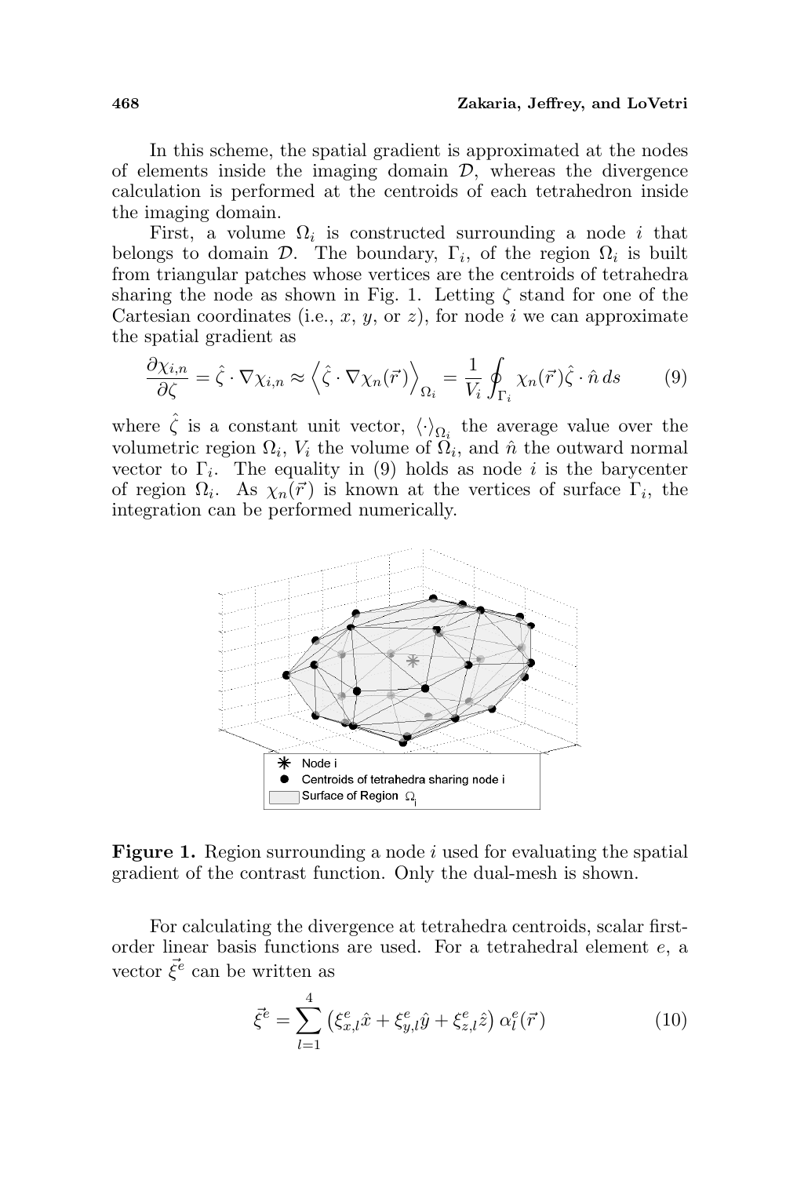In this scheme, the spatial gradient is approximated at the nodes of elements inside the imaging domain $\mathcal{D}$, whereas the divergence calculation is performed at the centroids of each tetrahedron inside the imaging domain.

First, a volume $\Omega_i$ is constructed surrounding a node $i$ that belongs to domain $\mathcal{D}$. The boundary, $\Gamma_i$, of the region $\Omega_i$ is built from triangular patches whose vertices are the centroids of tetrahedra sharing the node as shown in Fig. 1. Letting $\zeta$ stand for one of the Cartesian coordinates (i.e., $x$, $y$, or $z$), for node $i$ we can approximate the spatial gradient as

$$\frac{\partial \chi_{i,n}}{\partial \zeta} = \hat{\zeta} \cdot \nabla \chi_{i,n} \approx \left\langle \hat{\zeta} \cdot \nabla \chi_n(\vec{r}) \right\rangle_{\Omega_i} = \frac{1}{V_i} \oint_{\Gamma_i} \chi_n(\vec{r}) \hat{\zeta} \cdot \hat{n} \, ds \tag{9}$$

where $\hat{\zeta}$ is a constant unit vector, $\langle \cdot \rangle_{\Omega_i}$ the average value over the volumetric region $\Omega_i$, $V_i$ the volume of $\Omega_i$, and $\hat{n}$ the outward normal vector to $\Gamma_i$. The equality in (9) holds as node $i$ is the barycenter of region $\Omega_i$. As $\chi_n(\vec{r})$ is known at the vertices of surface $\Gamma_i$, the integration can be performed numerically.

**Figure 1.** Region surrounding a node $i$ used for evaluating the spatial gradient of the contrast function. Only the dual-mesh is shown.

For calculating the divergence at tetrahedra centroids, scalar first-order linear basis functions are used. For a tetrahedral element $e$, a vector $\vec{\xi}^e$ can be written as

$$\vec{\xi}^e = \sum_{l=1}^{4} \left( \xi^e_{x,l} \hat{x} + \xi^e_{y,l} \hat{y} + \xi^e_{z,l} \hat{z} \right) \alpha^e_l(\vec{r}) \tag{10}$$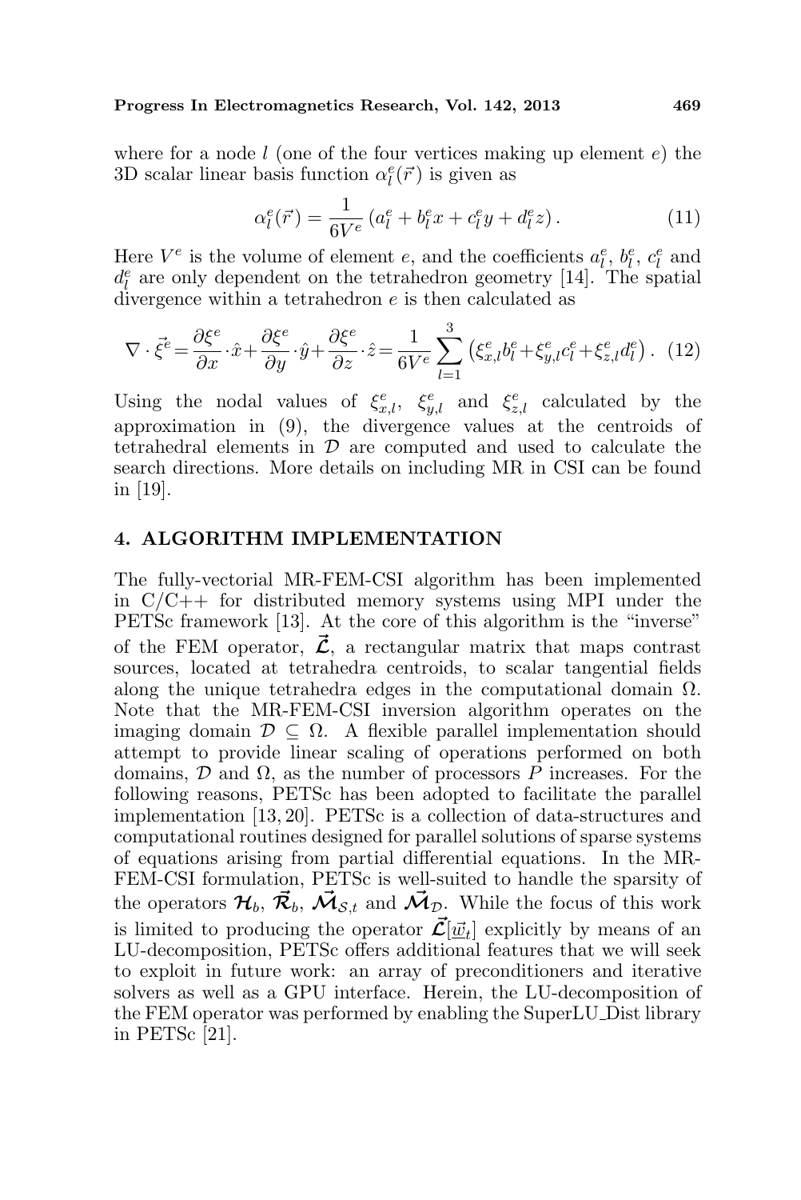where for a node $l$ (one of the four vertices making up element $e$) the 3D scalar linear basis function $\alpha_l^e(\vec{r})$ is given as

$$\alpha_l^e(\vec{r}) = \frac{1}{6V^e}\left(a_l^e + b_l^e x + c_l^e y + d_l^e z\right). \tag{11}$$

Here $V^e$ is the volume of element $e$, and the coefficients $a_l^e$, $b_l^e$, $c_l^e$ and $d_l^e$ are only dependent on the tetrahedron geometry [14]. The spatial divergence within a tetrahedron $e$ is then calculated as

$$\nabla \cdot \vec{\xi}^e = \frac{\partial \xi^e}{\partial x} \cdot \hat{x} + \frac{\partial \xi^e}{\partial y} \cdot \hat{y} + \frac{\partial \xi^e}{\partial z} \cdot \hat{z} = \frac{1}{6V^e} \sum_{l=1}^{3} \left(\xi_{x,l}^e b_l^e + \xi_{y,l}^e c_l^e + \xi_{z,l}^e d_l^e\right). \tag{12}$$

Using the nodal values of $\xi_{x,l}^e$, $\xi_{y,l}^e$ and $\xi_{z,l}^e$ calculated by the approximation in (9), the divergence values at the centroids of tetrahedral elements in $\mathcal{D}$ are computed and used to calculate the search directions. More details on including MR in CSI can be found in [19].

## 4. ALGORITHM IMPLEMENTATION

The fully-vectorial MR-FEM-CSI algorithm has been implemented in C/C++ for distributed memory systems using MPI under the PETSc framework [13]. At the core of this algorithm is the "inverse" of the FEM operator, $\vec{\mathcal{L}}$, a rectangular matrix that maps contrast sources, located at tetrahedra centroids, to scalar tangential fields along the unique tetrahedra edges in the computational domain $\Omega$. Note that the MR-FEM-CSI inversion algorithm operates on the imaging domain $\mathcal{D} \subseteq \Omega$. A flexible parallel implementation should attempt to provide linear scaling of operations performed on both domains, $\mathcal{D}$ and $\Omega$, as the number of processors $P$ increases. For the following reasons, PETSc has been adopted to facilitate the parallel implementation [13, 20]. PETSc is a collection of data-structures and computational routines designed for parallel solutions of sparse systems of equations arising from partial differential equations. In the MR-FEM-CSI formulation, PETSc is well-suited to handle the sparsity of the operators $\boldsymbol{\mathcal{H}}_b$, $\vec{\boldsymbol{\mathcal{R}}}_b$, $\vec{\boldsymbol{\mathcal{M}}}_{\mathcal{S},t}$ and $\vec{\boldsymbol{\mathcal{M}}}_{\mathcal{D}}$. While the focus of this work is limited to producing the operator $\vec{\boldsymbol{\mathcal{L}}}[\underline{\vec{w}}_t]$ explicitly by means of an LU-decomposition, PETSc offers additional features that we will seek to exploit in future work: an array of preconditioners and iterative solvers as well as a GPU interface. Herein, the LU-decomposition of the FEM operator was performed by enabling the SuperLU_Dist library in PETSc [21].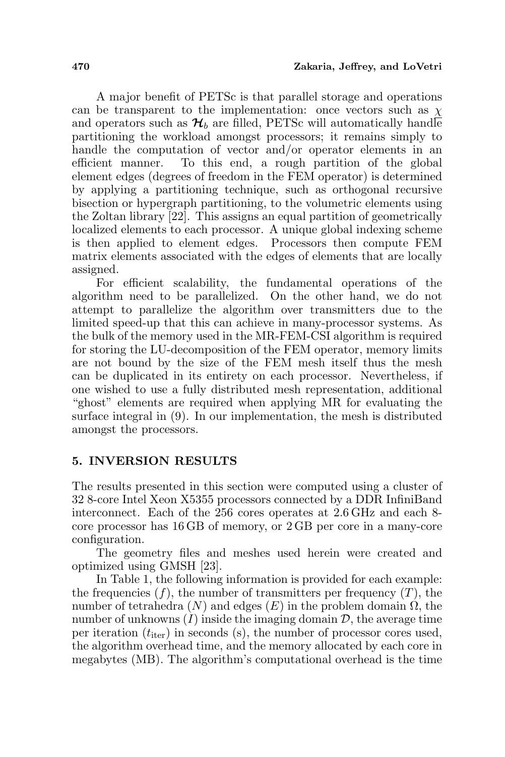A major benefit of PETSc is that parallel storage and operations can be transparent to the implementation: once vectors such as $\underline{\chi}$ and operators such as $\boldsymbol{\mathcal{H}}_b$ are filled, PETSc will automatically handle partitioning the workload amongst processors; it remains simply to handle the computation of vector and/or operator elements in an efficient manner. To this end, a rough partition of the global element edges (degrees of freedom in the FEM operator) is determined by applying a partitioning technique, such as orthogonal recursive bisection or hypergraph partitioning, to the volumetric elements using the Zoltan library [22]. This assigns an equal partition of geometrically localized elements to each processor. A unique global indexing scheme is then applied to element edges. Processors then compute FEM matrix elements associated with the edges of elements that are locally assigned.

For efficient scalability, the fundamental operations of the algorithm need to be parallelized. On the other hand, we do not attempt to parallelize the algorithm over transmitters due to the limited speed-up that this can achieve in many-processor systems. As the bulk of the memory used in the MR-FEM-CSI algorithm is required for storing the LU-decomposition of the FEM operator, memory limits are not bound by the size of the FEM mesh itself thus the mesh can be duplicated in its entirety on each processor. Nevertheless, if one wished to use a fully distributed mesh representation, additional "ghost" elements are required when applying MR for evaluating the surface integral in (9). In our implementation, the mesh is distributed amongst the processors.

## 5. INVERSION RESULTS

The results presented in this section were computed using a cluster of 32 8-core Intel Xeon X5355 processors connected by a DDR InfiniBand interconnect. Each of the 256 cores operates at 2.6 GHz and each 8-core processor has 16 GB of memory, or 2 GB per core in a many-core configuration.

The geometry files and meshes used herein were created and optimized using GMSH [23].

In Table 1, the following information is provided for each example: the frequencies ($f$), the number of transmitters per frequency ($T$), the number of tetrahedra ($N$) and edges ($E$) in the problem domain $\Omega$, the number of unknowns ($I$) inside the imaging domain $\mathcal{D}$, the average time per iteration ($t_{\text{iter}}$) in seconds (s), the number of processor cores used, the algorithm overhead time, and the memory allocated by each core in megabytes (MB). The algorithm's computational overhead is the time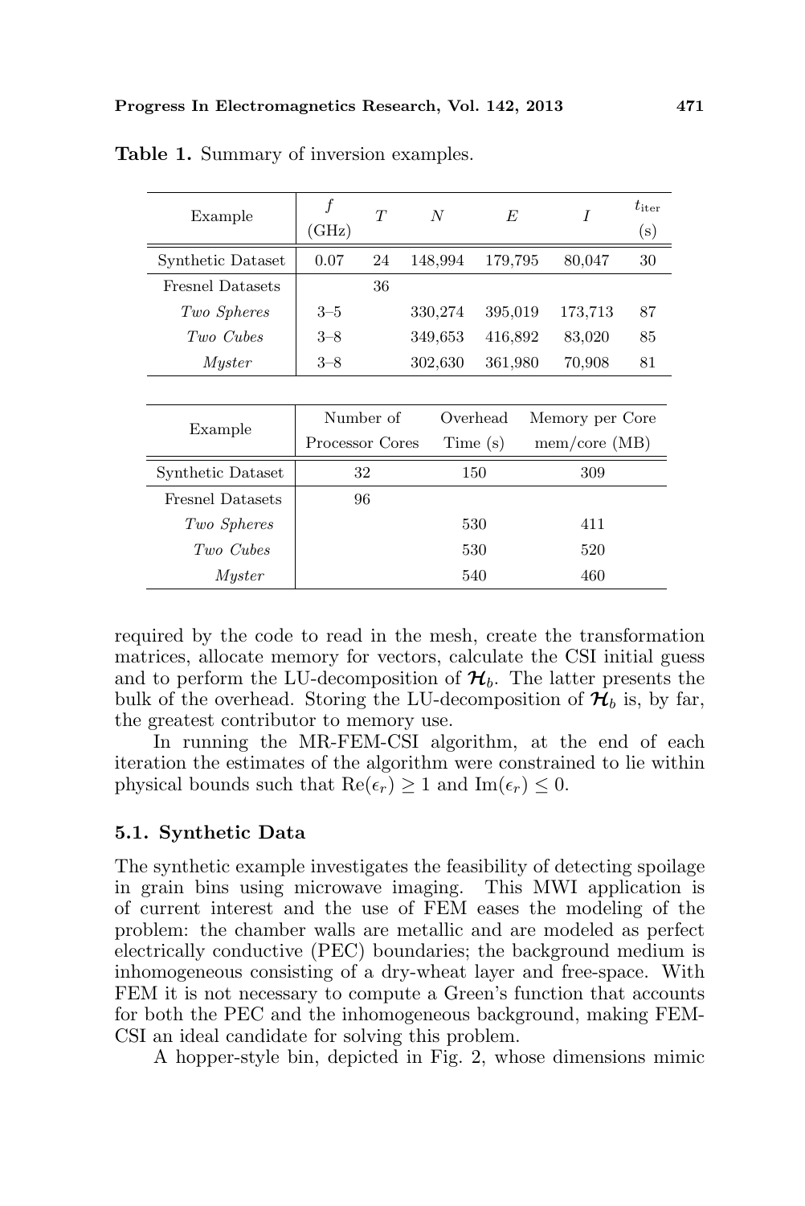**Table 1.** Summary of inversion examples.

| Example | $f$ (GHz) | $T$ | $N$ | $E$ | $I$ | $t_{\text{iter}}$ (s) |
|---|---|---|---|---|---|---|
| Synthetic Dataset | 0.07 | 24 | 148,994 | 179,795 | 80,047 | 30 |
| Fresnel Datasets | | 36 | | | | |
| *Two Spheres* | 3–5 | | 330,274 | 395,019 | 173,713 | 87 |
| *Two Cubes* | 3–8 | | 349,653 | 416,892 | 83,020 | 85 |
| *Myster* | 3–8 | | 302,630 | 361,980 | 70,908 | 81 |

| Example | Number of Processor Cores | Overhead Time (s) | Memory per Core mem/core (MB) |
|---|---|---|---|
| Synthetic Dataset | 32 | 150 | 309 |
| Fresnel Datasets | 96 | | |
| *Two Spheres* | | 530 | 411 |
| *Two Cubes* | | 530 | 520 |
| *Myster* | | 540 | 460 |

required by the code to read in the mesh, create the transformation matrices, allocate memory for vectors, calculate the CSI initial guess and to perform the LU-decomposition of $\boldsymbol{\mathcal{H}}_b$. The latter presents the bulk of the overhead. Storing the LU-decomposition of $\boldsymbol{\mathcal{H}}_b$ is, by far, the greatest contributor to memory use.

In running the MR-FEM-CSI algorithm, at the end of each iteration the estimates of the algorithm were constrained to lie within physical bounds such that $\text{Re}(\epsilon_r) \geq 1$ and $\text{Im}(\epsilon_r) \leq 0$.

### 5.1. Synthetic Data

The synthetic example investigates the feasibility of detecting spoilage in grain bins using microwave imaging. This MWI application is of current interest and the use of FEM eases the modeling of the problem: the chamber walls are metallic and are modeled as perfect electrically conductive (PEC) boundaries; the background medium is inhomogeneous consisting of a dry-wheat layer and free-space. With FEM it is not necessary to compute a Green's function that accounts for both the PEC and the inhomogeneous background, making FEM-CSI an ideal candidate for solving this problem.

A hopper-style bin, depicted in Fig. 2, whose dimensions mimic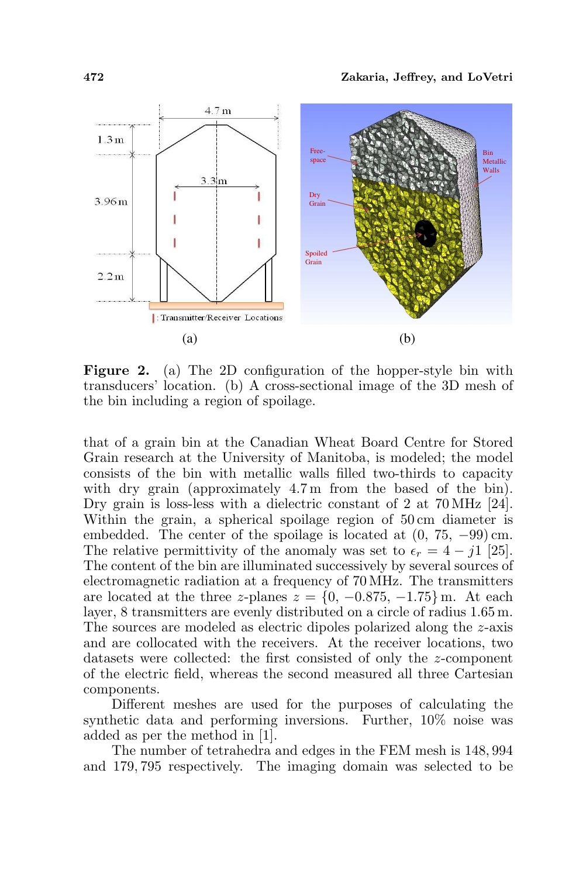**Figure 2.** (a) The 2D configuration of the hopper-style bin with transducers' location. (b) A cross-sectional image of the 3D mesh of the bin including a region of spoilage.

that of a grain bin at the Canadian Wheat Board Centre for Stored Grain research at the University of Manitoba, is modeled; the model consists of the bin with metallic walls filled two-thirds to capacity with dry grain (approximately 4.7 m from the based of the bin). Dry grain is loss-less with a dielectric constant of 2 at 70 MHz [24]. Within the grain, a spherical spoilage region of 50 cm diameter is embedded. The center of the spoilage is located at $(0, 75, -99)$ cm. The relative permittivity of the anomaly was set to $\epsilon_r = 4 - j1$ [25]. The content of the bin are illuminated successively by several sources of electromagnetic radiation at a frequency of 70 MHz. The transmitters are located at the three $z$-planes $z = \{0, -0.875, -1.75\}$ m. At each layer, 8 transmitters are evenly distributed on a circle of radius 1.65 m. The sources are modeled as electric dipoles polarized along the $z$-axis and are collocated with the receivers. At the receiver locations, two datasets were collected: the first consisted of only the $z$-component of the electric field, whereas the second measured all three Cartesian components.

Different meshes are used for the purposes of calculating the synthetic data and performing inversions. Further, 10% noise was added as per the method in [1].

The number of tetrahedra and edges in the FEM mesh is 148,994 and 179,795 respectively. The imaging domain was selected to be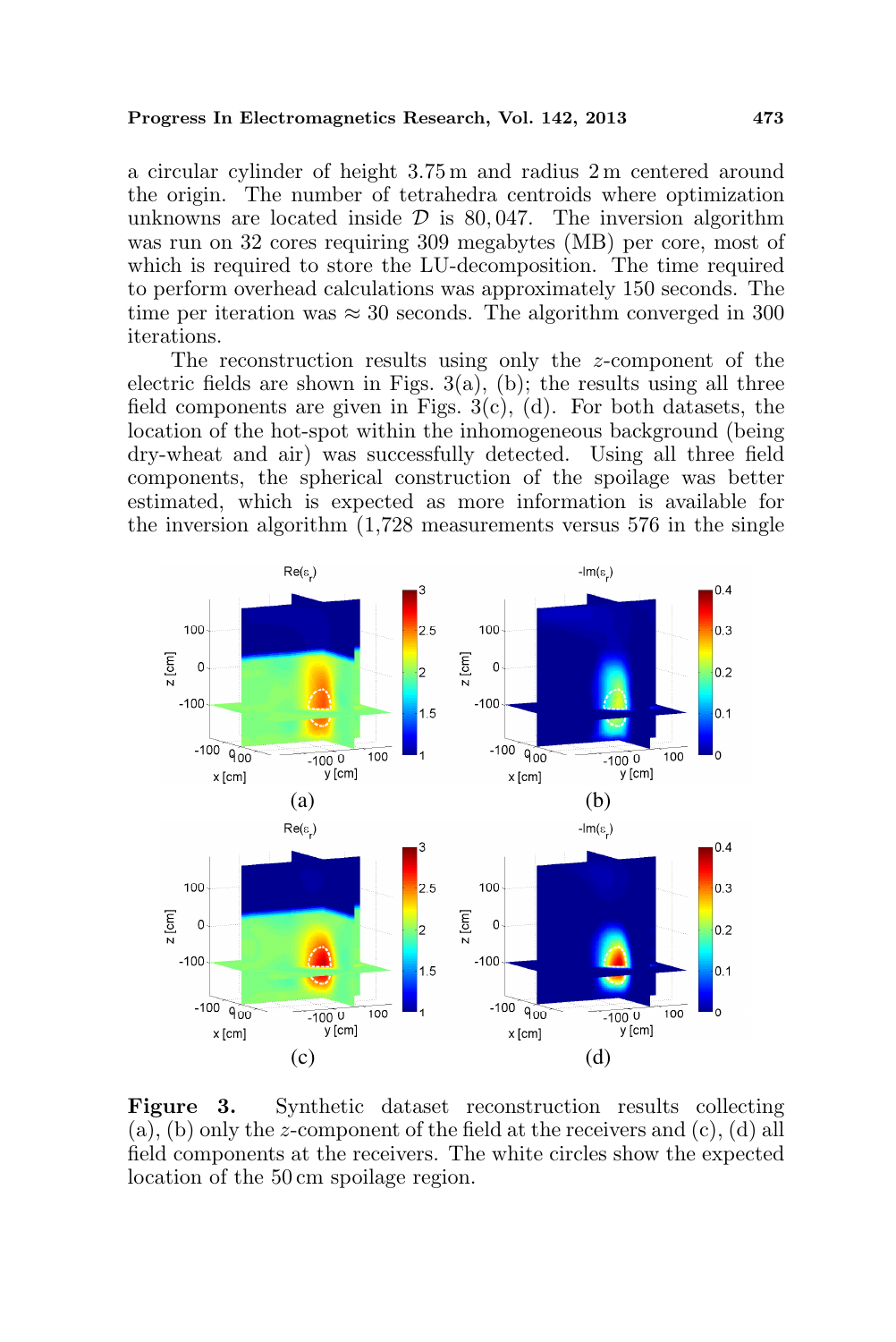a circular cylinder of height 3.75 m and radius 2 m centered around the origin. The number of tetrahedra centroids where optimization unknowns are located inside $\mathcal{D}$ is 80,047. The inversion algorithm was run on 32 cores requiring 309 megabytes (MB) per core, most of which is required to store the LU-decomposition. The time required to perform overhead calculations was approximately 150 seconds. The time per iteration was $\approx$ 30 seconds. The algorithm converged in 300 iterations.

The reconstruction results using only the $z$-component of the electric fields are shown in Figs. 3(a), (b); the results using all three field components are given in Figs. 3(c), (d). For both datasets, the location of the hot-spot within the inhomogeneous background (being dry-wheat and air) was successfully detected. Using all three field components, the spherical construction of the spoilage was better estimated, which is expected as more information is available for the inversion algorithm (1,728 measurements versus 576 in the single

**Figure 3.** Synthetic dataset reconstruction results collecting (a), (b) only the $z$-component of the field at the receivers and (c), (d) all field components at the receivers. The white circles show the expected location of the 50 cm spoilage region.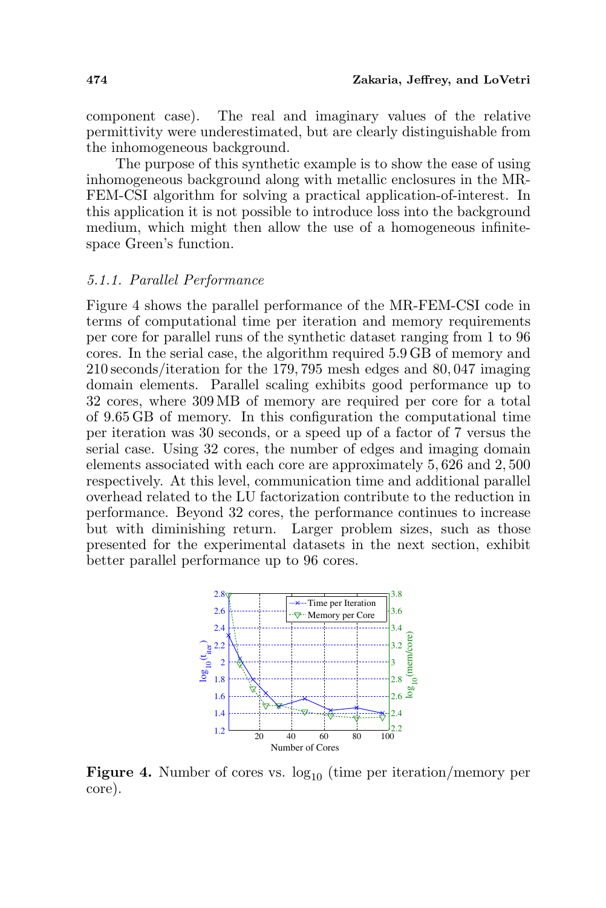component case). The real and imaginary values of the relative permittivity were underestimated, but are clearly distinguishable from the inhomogeneous background.

The purpose of this synthetic example is to show the ease of using inhomogeneous background along with metallic enclosures in the MR-FEM-CSI algorithm for solving a practical application-of-interest. In this application it is not possible to introduce loss into the background medium, which might then allow the use of a homogeneous infinite-space Green's function.

### *5.1.1. Parallel Performance*

Figure 4 shows the parallel performance of the MR-FEM-CSI code in terms of computational time per iteration and memory requirements per core for parallel runs of the synthetic dataset ranging from 1 to 96 cores. In the serial case, the algorithm required 5.9 GB of memory and 210 seconds/iteration for the 179,795 mesh edges and 80,047 imaging domain elements. Parallel scaling exhibits good performance up to 32 cores, where 309 MB of memory are required per core for a total of 9.65 GB of memory. In this configuration the computational time per iteration was 30 seconds, or a speed up of a factor of 7 versus the serial case. Using 32 cores, the number of edges and imaging domain elements associated with each core are approximately 5,626 and 2,500 respectively. At this level, communication time and additional parallel overhead related to the LU factorization contribute to the reduction in performance. Beyond 32 cores, the performance continues to increase but with diminishing return. Larger problem sizes, such as those presented for the experimental datasets in the next section, exhibit better parallel performance up to 96 cores.

**Figure 4.** Number of cores vs. $\log_{10}$ (time per iteration/memory per core).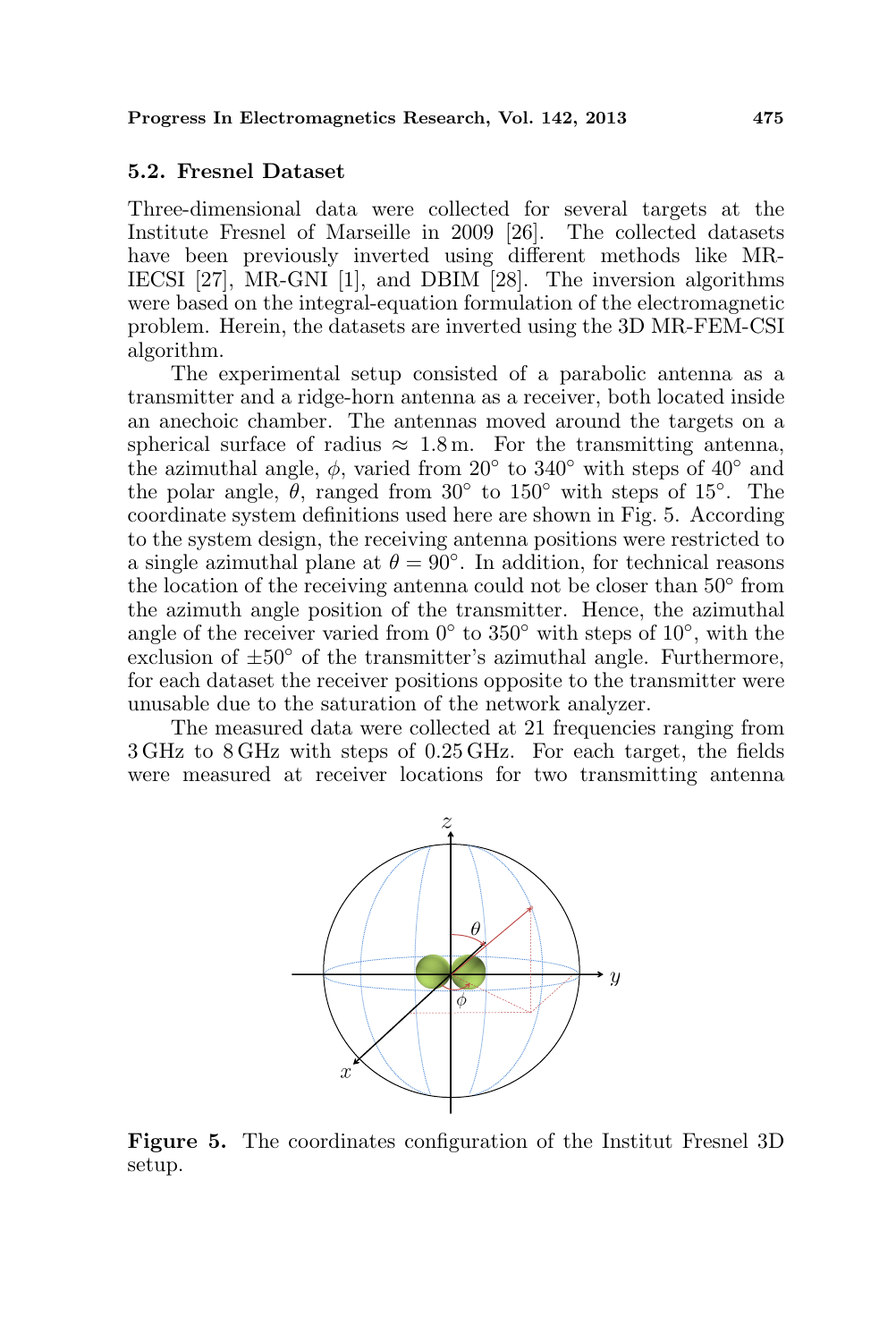### 5.2. Fresnel Dataset

Three-dimensional data were collected for several targets at the Institute Fresnel of Marseille in 2009 [26]. The collected datasets have been previously inverted using different methods like MR-IECSI [27], MR-GNI [1], and DBIM [28]. The inversion algorithms were based on the integral-equation formulation of the electromagnetic problem. Herein, the datasets are inverted using the 3D MR-FEM-CSI algorithm.

The experimental setup consisted of a parabolic antenna as a transmitter and a ridge-horn antenna as a receiver, both located inside an anechoic chamber. The antennas moved around the targets on a spherical surface of radius $\approx 1.8\,\text{m}$. For the transmitting antenna, the azimuthal angle, $\phi$, varied from $20^\circ$ to $340^\circ$ with steps of $40^\circ$ and the polar angle, $\theta$, ranged from $30^\circ$ to $150^\circ$ with steps of $15^\circ$. The coordinate system definitions used here are shown in Fig. 5. According to the system design, the receiving antenna positions were restricted to a single azimuthal plane at $\theta = 90^\circ$. In addition, for technical reasons the location of the receiving antenna could not be closer than $50^\circ$ from the azimuth angle position of the transmitter. Hence, the azimuthal angle of the receiver varied from $0^\circ$ to $350^\circ$ with steps of $10^\circ$, with the exclusion of $\pm 50^\circ$ of the transmitter's azimuthal angle. Furthermore, for each dataset the receiver positions opposite to the transmitter were unusable due to the saturation of the network analyzer.

The measured data were collected at 21 frequencies ranging from 3 GHz to 8 GHz with steps of 0.25 GHz. For each target, the fields were measured at receiver locations for two transmitting antenna

**Figure 5.** The coordinates configuration of the Institut Fresnel 3D setup.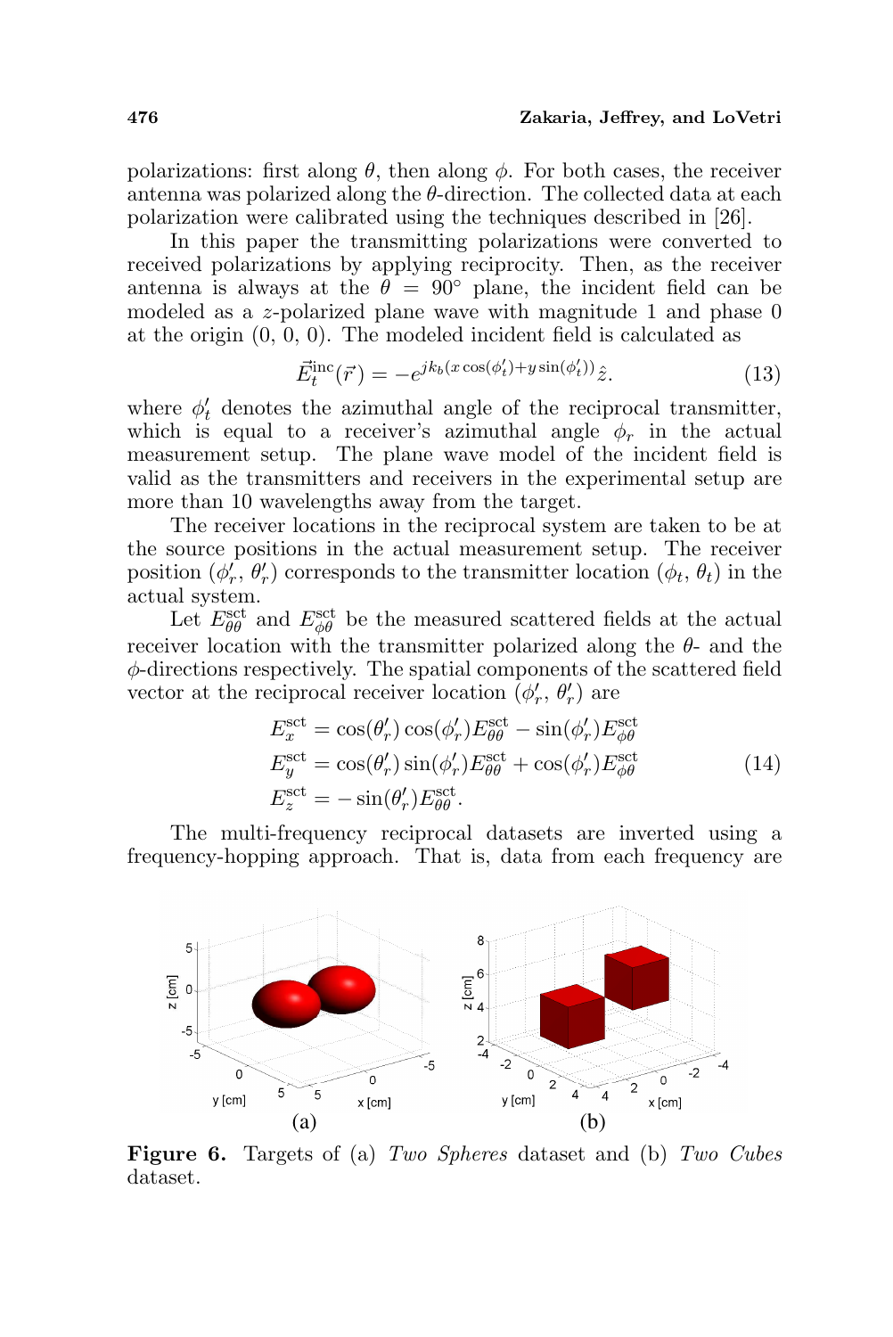polarizations: first along $\theta$, then along $\phi$. For both cases, the receiver antenna was polarized along the $\theta$-direction. The collected data at each polarization were calibrated using the techniques described in [26].

In this paper the transmitting polarizations were converted to received polarizations by applying reciprocity. Then, as the receiver antenna is always at the $\theta = 90°$ plane, the incident field can be modeled as a $z$-polarized plane wave with magnitude 1 and phase 0 at the origin (0, 0, 0). The modeled incident field is calculated as

$$\vec{E}_t^{\text{inc}}(\vec{r}) = -e^{jk_b(x\cos(\phi'_t)+y\sin(\phi'_t))}\hat{z}. \tag{13}$$

where $\phi'_t$ denotes the azimuthal angle of the reciprocal transmitter, which is equal to a receiver's azimuthal angle $\phi_r$ in the actual measurement setup. The plane wave model of the incident field is valid as the transmitters and receivers in the experimental setup are more than 10 wavelengths away from the target.

The receiver locations in the reciprocal system are taken to be at the source positions in the actual measurement setup. The receiver position ($\phi'_r$, $\theta'_r$) corresponds to the transmitter location ($\phi_t$, $\theta_t$) in the actual system.

Let $E^{\text{sct}}_{\theta\theta}$ and $E^{\text{sct}}_{\phi\theta}$ be the measured scattered fields at the actual receiver location with the transmitter polarized along the $\theta$- and the $\phi$-directions respectively. The spatial components of the scattered field vector at the reciprocal receiver location ($\phi'_r$, $\theta'_r$) are

$$\begin{aligned} E^{\text{sct}}_x &= \cos(\theta'_r)\cos(\phi'_r)E^{\text{sct}}_{\theta\theta} - \sin(\phi'_r)E^{\text{sct}}_{\phi\theta} \\ E^{\text{sct}}_y &= \cos(\theta'_r)\sin(\phi'_r)E^{\text{sct}}_{\theta\theta} + \cos(\phi'_r)E^{\text{sct}}_{\phi\theta} \\ E^{\text{sct}}_z &= -\sin(\theta'_r)E^{\text{sct}}_{\theta\theta}. \end{aligned} \tag{14}$$

The multi-frequency reciprocal datasets are inverted using a frequency-hopping approach. That is, data from each frequency are

**Figure 6.** Targets of (a) *Two Spheres* dataset and (b) *Two Cubes* dataset.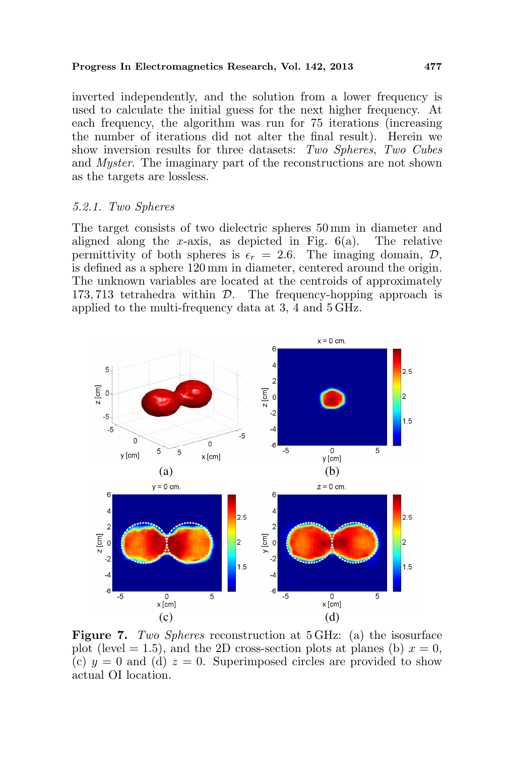inverted independently, and the solution from a lower frequency is used to calculate the initial guess for the next higher frequency. At each frequency, the algorithm was run for 75 iterations (increasing the number of iterations did not alter the final result). Herein we show inversion results for three datasets: *Two Spheres*, *Two Cubes* and *Myster*. The imaginary part of the reconstructions are not shown as the targets are lossless.

### 5.2.1. *Two Spheres*

The target consists of two dielectric spheres 50 mm in diameter and aligned along the $x$-axis, as depicted in Fig. 6(a). The relative permittivity of both spheres is $\epsilon_r = 2.6$. The imaging domain, $\mathcal{D}$, is defined as a sphere 120 mm in diameter, centered around the origin. The unknown variables are located at the centroids of approximately 173,713 tetrahedra within $\mathcal{D}$. The frequency-hopping approach is applied to the multi-frequency data at 3, 4 and 5 GHz.

**Figure 7.** *Two Spheres* reconstruction at 5 GHz: (a) the isosurface plot (level = 1.5), and the 2D cross-section plots at planes (b) $x = 0$, (c) $y = 0$ and (d) $z = 0$. Superimposed circles are provided to show actual OI location.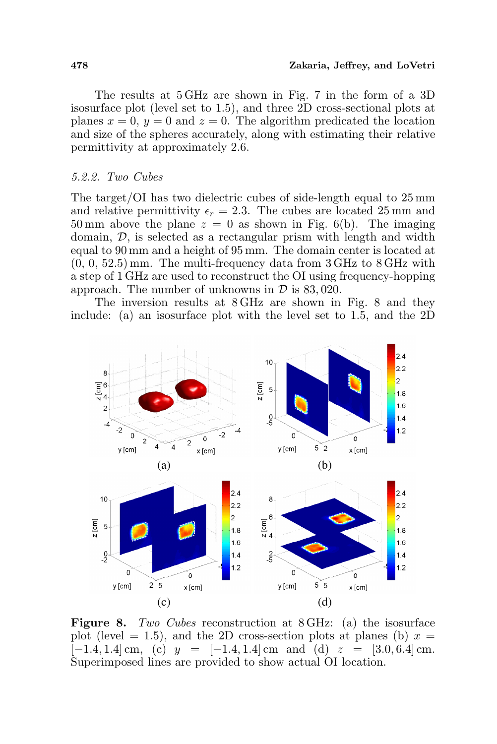The results at 5 GHz are shown in Fig. 7 in the form of a 3D isosurface plot (level set to 1.5), and three 2D cross-sectional plots at planes $x = 0$, $y = 0$ and $z = 0$. The algorithm predicated the location and size of the spheres accurately, along with estimating their relative permittivity at approximately 2.6.

### *5.2.2. Two Cubes*

The target/OI has two dielectric cubes of side-length equal to 25 mm and relative permittivity $\epsilon_r = 2.3$. The cubes are located 25 mm and 50 mm above the plane $z = 0$ as shown in Fig. 6(b). The imaging domain, $\mathcal{D}$, is selected as a rectangular prism with length and width equal to 90 mm and a height of 95 mm. The domain center is located at (0, 0, 52.5) mm. The multi-frequency data from 3 GHz to 8 GHz with a step of 1 GHz are used to reconstruct the OI using frequency-hopping approach. The number of unknowns in $\mathcal{D}$ is 83, 020.

The inversion results at 8 GHz are shown in Fig. 8 and they include: (a) an isosurface plot with the level set to 1.5, and the 2D

**Figure 8.** *Two Cubes* reconstruction at 8 GHz: (a) the isosurface plot (level = 1.5), and the 2D cross-section plots at planes (b) $x = [-1.4, 1.4]$ cm, (c) $y = [-1.4, 1.4]$ cm and (d) $z = [3.0, 6.4]$ cm. Superimposed lines are provided to show actual OI location.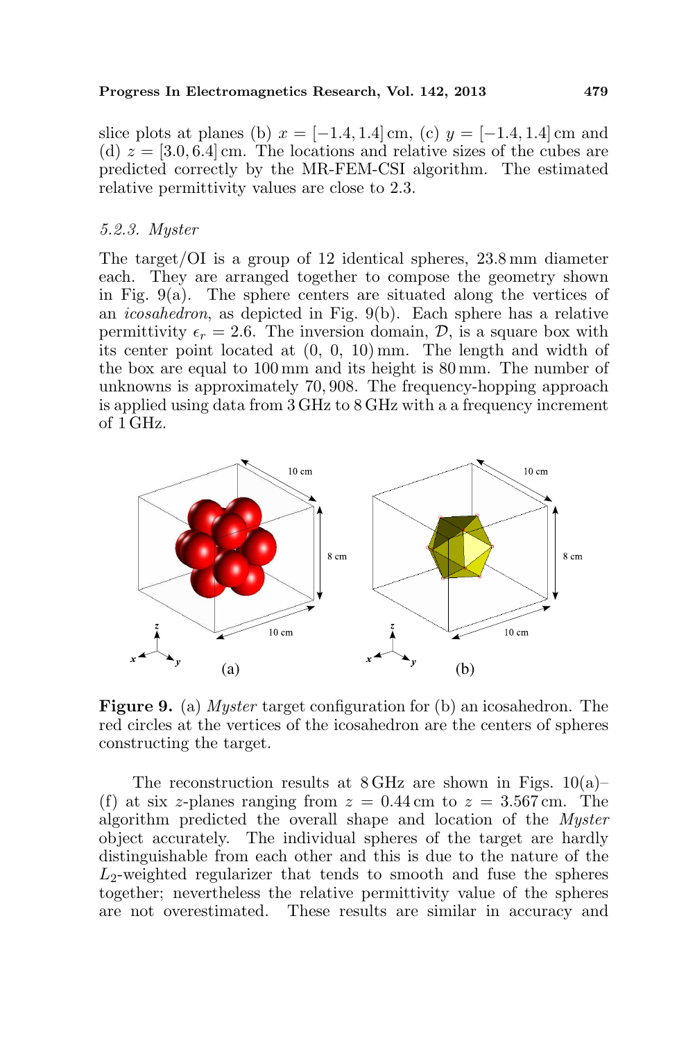slice plots at planes (b) $x = [-1.4, 1.4]$ cm, (c) $y = [-1.4, 1.4]$ cm and (d) $z = [3.0, 6.4]$ cm. The locations and relative sizes of the cubes are predicted correctly by the MR-FEM-CSI algorithm. The estimated relative permittivity values are close to 2.3.

### 5.2.3. *Myster*

The target/OI is a group of 12 identical spheres, 23.8 mm diameter each. They are arranged together to compose the geometry shown in Fig. 9(a). The sphere centers are situated along the vertices of an *icosahedron*, as depicted in Fig. 9(b). Each sphere has a relative permittivity $\epsilon_r = 2.6$. The inversion domain, $\mathcal{D}$, is a square box with its center point located at (0, 0, 10) mm. The length and width of the box are equal to 100 mm and its height is 80 mm. The number of unknowns is approximately 70, 908. The frequency-hopping approach is applied using data from 3 GHz to 8 GHz with a a frequency increment of 1 GHz.

**Figure 9.** (a) *Myster* target configuration for (b) an icosahedron. The red circles at the vertices of the icosahedron are the centers of spheres constructing the target.

The reconstruction results at 8 GHz are shown in Figs. 10(a)–(f) at six $z$-planes ranging from $z = 0.44$ cm to $z = 3.567$ cm. The algorithm predicted the overall shape and location of the *Myster* object accurately. The individual spheres of the target are hardly distinguishable from each other and this is due to the nature of the $L_2$-weighted regularizer that tends to smooth and fuse the spheres together; nevertheless the relative permittivity value of the spheres are not overestimated. These results are similar in accuracy and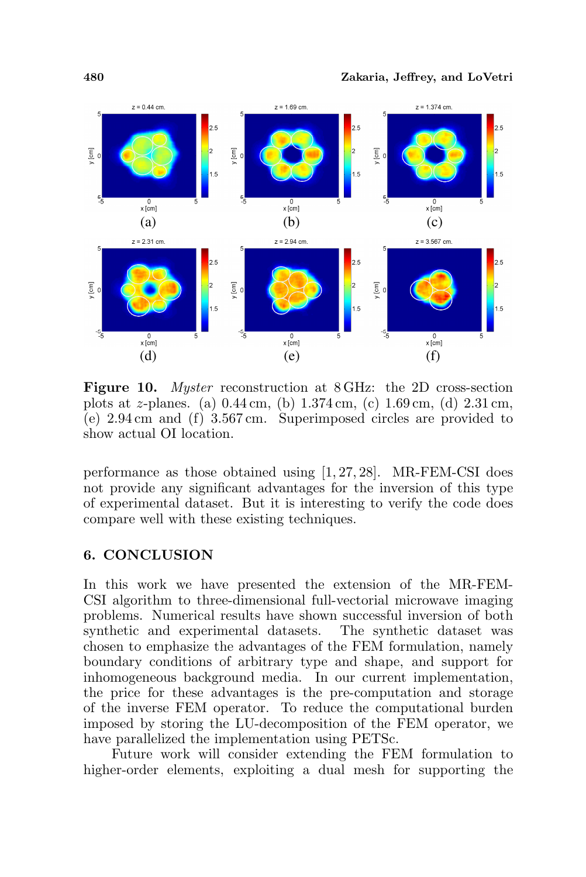**Figure 10.** *Myster* reconstruction at 8 GHz: the 2D cross-section plots at $z$-planes. (a) 0.44 cm, (b) 1.374 cm, (c) 1.69 cm, (d) 2.31 cm, (e) 2.94 cm and (f) 3.567 cm. Superimposed circles are provided to show actual OI location.

performance as those obtained using [1, 27, 28]. MR-FEM-CSI does not provide any significant advantages for the inversion of this type of experimental dataset. But it is interesting to verify the code does compare well with these existing techniques.

## 6. CONCLUSION

In this work we have presented the extension of the MR-FEM-CSI algorithm to three-dimensional full-vectorial microwave imaging problems. Numerical results have shown successful inversion of both synthetic and experimental datasets. The synthetic dataset was chosen to emphasize the advantages of the FEM formulation, namely boundary conditions of arbitrary type and shape, and support for inhomogeneous background media. In our current implementation, the price for these advantages is the pre-computation and storage of the inverse FEM operator. To reduce the computational burden imposed by storing the LU-decomposition of the FEM operator, we have parallelized the implementation using PETSc.

Future work will consider extending the FEM formulation to higher-order elements, exploiting a dual mesh for supporting the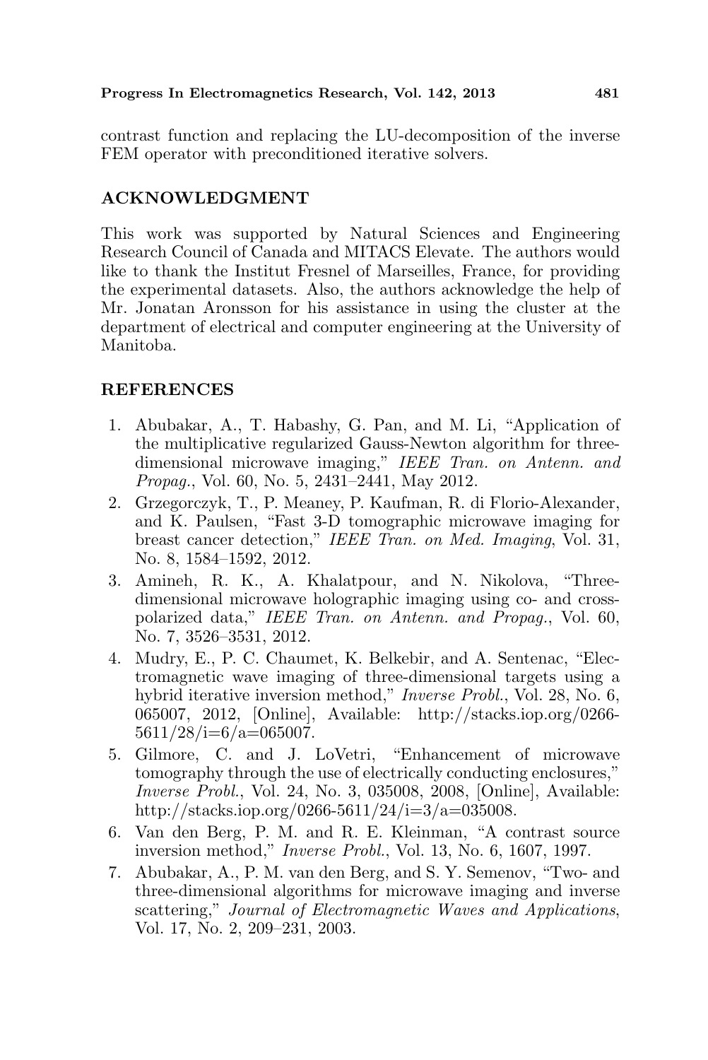contrast function and replacing the LU-decomposition of the inverse FEM operator with preconditioned iterative solvers.

## ACKNOWLEDGMENT

This work was supported by Natural Sciences and Engineering Research Council of Canada and MITACS Elevate. The authors would like to thank the Institut Fresnel of Marseilles, France, for providing the experimental datasets. Also, the authors acknowledge the help of Mr. Jonatan Aronsson for his assistance in using the cluster at the department of electrical and computer engineering at the University of Manitoba.

## REFERENCES

1. Abubakar, A., T. Habashy, G. Pan, and M. Li, "Application of the multiplicative regularized Gauss-Newton algorithm for three-dimensional microwave imaging," *IEEE Tran. on Antenn. and Propag.*, Vol. 60, No. 5, 2431–2441, May 2012.
2. Grzegorczyk, T., P. Meaney, P. Kaufman, R. di Florio-Alexander, and K. Paulsen, "Fast 3-D tomographic microwave imaging for breast cancer detection," *IEEE Tran. on Med. Imaging*, Vol. 31, No. 8, 1584–1592, 2012.
3. Amineh, R. K., A. Khalatpour, and N. Nikolova, "Three-dimensional microwave holographic imaging using co- and cross-polarized data," *IEEE Tran. on Antenn. and Propag.*, Vol. 60, No. 7, 3526–3531, 2012.
4. Mudry, E., P. C. Chaumet, K. Belkebir, and A. Sentenac, "Electromagnetic wave imaging of three-dimensional targets using a hybrid iterative inversion method," *Inverse Probl.*, Vol. 28, No. 6, 065007, 2012, [Online], Available: http://stacks.iop.org/0266-5611/28/i=6/a=065007.
5. Gilmore, C. and J. LoVetri, "Enhancement of microwave tomography through the use of electrically conducting enclosures," *Inverse Probl.*, Vol. 24, No. 3, 035008, 2008, [Online], Available: http://stacks.iop.org/0266-5611/24/i=3/a=035008.
6. Van den Berg, P. M. and R. E. Kleinman, "A contrast source inversion method," *Inverse Probl.*, Vol. 13, No. 6, 1607, 1997.
7. Abubakar, A., P. M. van den Berg, and S. Y. Semenov, "Two- and three-dimensional algorithms for microwave imaging and inverse scattering," *Journal of Electromagnetic Waves and Applications*, Vol. 17, No. 2, 209–231, 2003.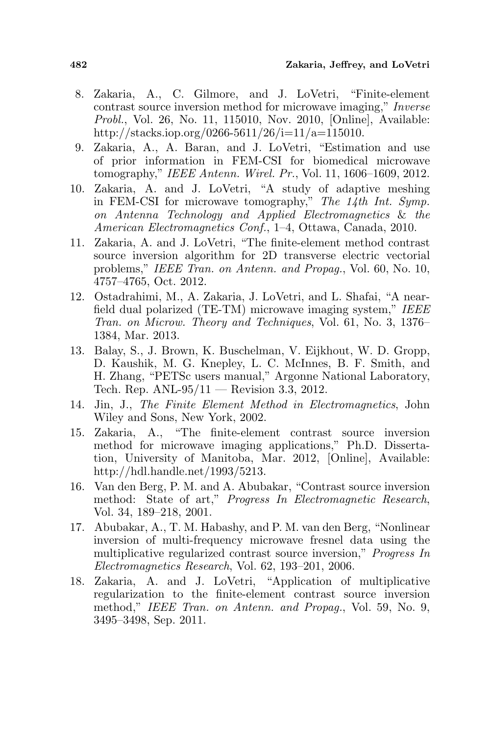8. Zakaria, A., C. Gilmore, and J. LoVetri, "Finite-element contrast source inversion method for microwave imaging," *Inverse Probl.*, Vol. 26, No. 11, 115010, Nov. 2010, [Online], Available: http://stacks.iop.org/0266-5611/26/i=11/a=115010.
9. Zakaria, A., A. Baran, and J. LoVetri, "Estimation and use of prior information in FEM-CSI for biomedical microwave tomography," *IEEE Antenn. Wirel. Pr.*, Vol. 11, 1606–1609, 2012.
10. Zakaria, A. and J. LoVetri, "A study of adaptive meshing in FEM-CSI for microwave tomography," *The 14th Int. Symp. on Antenna Technology and Applied Electromagnetics & the American Electromagnetics Conf.*, 1–4, Ottawa, Canada, 2010.
11. Zakaria, A. and J. LoVetri, "The finite-element method contrast source inversion algorithm for 2D transverse electric vectorial problems," *IEEE Tran. on Antenn. and Propag.*, Vol. 60, No. 10, 4757–4765, Oct. 2012.
12. Ostadrahimi, M., A. Zakaria, J. LoVetri, and L. Shafai, "A near-field dual polarized (TE-TM) microwave imaging system," *IEEE Tran. on Microw. Theory and Techniques*, Vol. 61, No. 3, 1376–1384, Mar. 2013.
13. Balay, S., J. Brown, K. Buschelman, V. Eijkhout, W. D. Gropp, D. Kaushik, M. G. Knepley, L. C. McInnes, B. F. Smith, and H. Zhang, "PETSc users manual," Argonne National Laboratory, Tech. Rep. ANL-95/11 — Revision 3.3, 2012.
14. Jin, J., *The Finite Element Method in Electromagnetics*, John Wiley and Sons, New York, 2002.
15. Zakaria, A., "The finite-element contrast source inversion method for microwave imaging applications," Ph.D. Dissertation, University of Manitoba, Mar. 2012, [Online], Available: http://hdl.handle.net/1993/5213.
16. Van den Berg, P. M. and A. Abubakar, "Contrast source inversion method: State of art," *Progress In Electromagnetic Research*, Vol. 34, 189–218, 2001.
17. Abubakar, A., T. M. Habashy, and P. M. van den Berg, "Nonlinear inversion of multi-frequency microwave fresnel data using the multiplicative regularized contrast source inversion," *Progress In Electromagnetics Research*, Vol. 62, 193–201, 2006.
18. Zakaria, A. and J. LoVetri, "Application of multiplicative regularization to the finite-element contrast source inversion method," *IEEE Tran. on Antenn. and Propag.*, Vol. 59, No. 9, 3495–3498, Sep. 2011.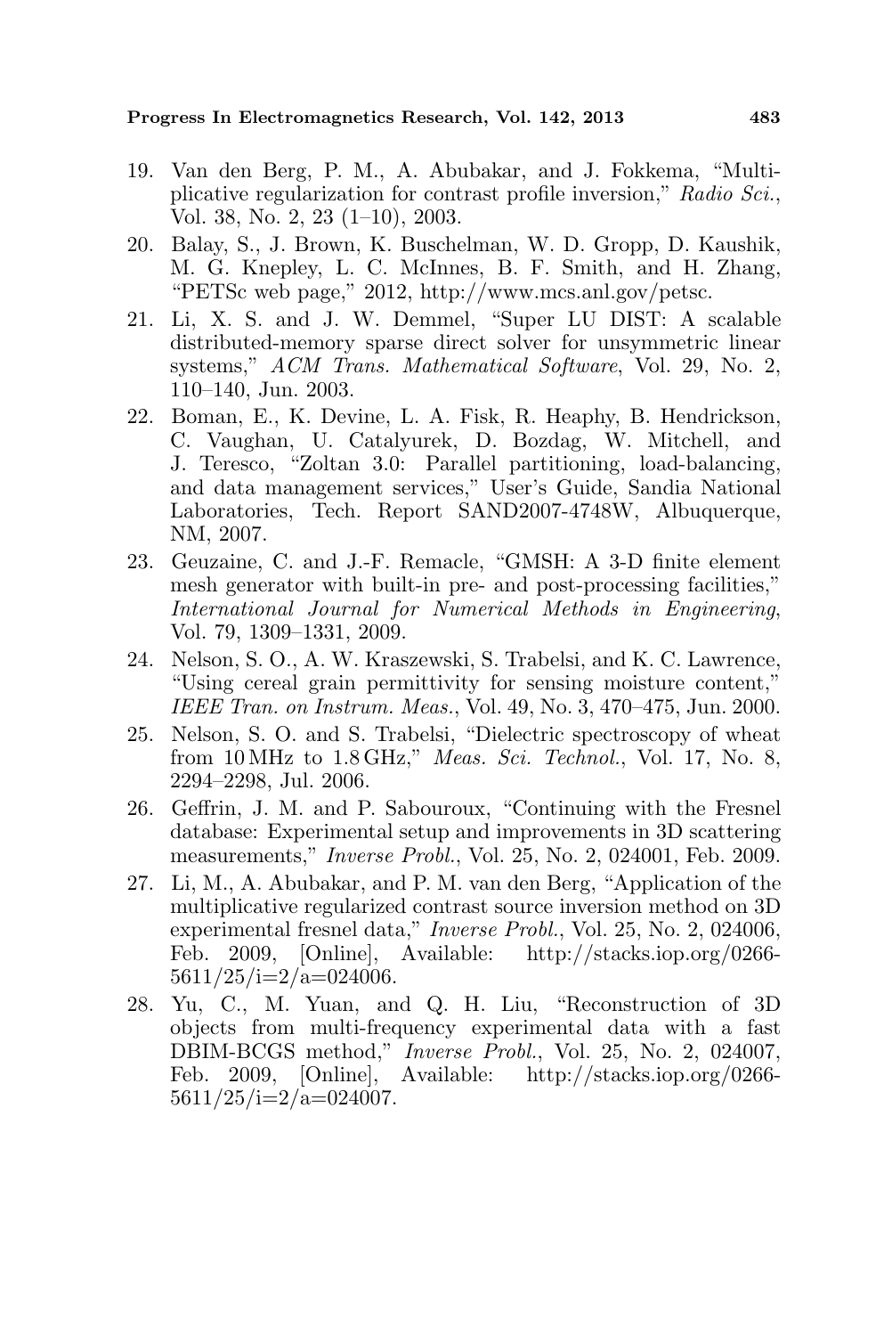19. Van den Berg, P. M., A. Abubakar, and J. Fokkema, "Multiplicative regularization for contrast profile inversion," *Radio Sci.*, Vol. 38, No. 2, 23 (1–10), 2003.
20. Balay, S., J. Brown, K. Buschelman, W. D. Gropp, D. Kaushik, M. G. Knepley, L. C. McInnes, B. F. Smith, and H. Zhang, "PETSc web page," 2012, http://www.mcs.anl.gov/petsc.
21. Li, X. S. and J. W. Demmel, "Super LU DIST: A scalable distributed-memory sparse direct solver for unsymmetric linear systems," *ACM Trans. Mathematical Software*, Vol. 29, No. 2, 110–140, Jun. 2003.
22. Boman, E., K. Devine, L. A. Fisk, R. Heaphy, B. Hendrickson, C. Vaughan, U. Catalyurek, D. Bozdag, W. Mitchell, and J. Teresco, "Zoltan 3.0: Parallel partitioning, load-balancing, and data management services," User's Guide, Sandia National Laboratories, Tech. Report SAND2007-4748W, Albuquerque, NM, 2007.
23. Geuzaine, C. and J.-F. Remacle, "GMSH: A 3-D finite element mesh generator with built-in pre- and post-processing facilities," *International Journal for Numerical Methods in Engineering*, Vol. 79, 1309–1331, 2009.
24. Nelson, S. O., A. W. Kraszewski, S. Trabelsi, and K. C. Lawrence, "Using cereal grain permittivity for sensing moisture content," *IEEE Tran. on Instrum. Meas.*, Vol. 49, No. 3, 470–475, Jun. 2000.
25. Nelson, S. O. and S. Trabelsi, "Dielectric spectroscopy of wheat from 10 MHz to 1.8 GHz," *Meas. Sci. Technol.*, Vol. 17, No. 8, 2294–2298, Jul. 2006.
26. Geffrin, J. M. and P. Sabouroux, "Continuing with the Fresnel database: Experimental setup and improvements in 3D scattering measurements," *Inverse Probl.*, Vol. 25, No. 2, 024001, Feb. 2009.
27. Li, M., A. Abubakar, and P. M. van den Berg, "Application of the multiplicative regularized contrast source inversion method on 3D experimental fresnel data," *Inverse Probl.*, Vol. 25, No. 2, 024006, Feb. 2009, [Online], Available: http://stacks.iop.org/0266-5611/25/i=2/a=024006.
28. Yu, C., M. Yuan, and Q. H. Liu, "Reconstruction of 3D objects from multi-frequency experimental data with a fast DBIM-BCGS method," *Inverse Probl.*, Vol. 25, No. 2, 024007, Feb. 2009, [Online], Available: http://stacks.iop.org/0266-5611/25/i=2/a=024007.